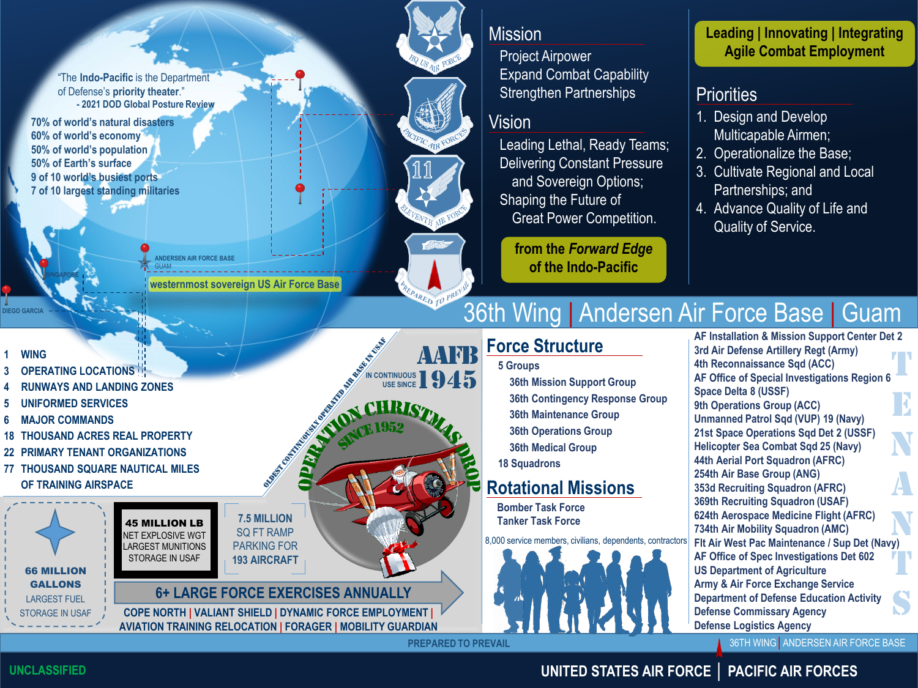# 36th Wing | Andersen Air Force Base | Guam

"The **Indo-Pacific** is the Department of Defense's **priority theater**."
- 2021 DOD Global Posture Review

- 70% of world's natural disasters
- 60% of world's economy
- 50% of world's population
- 50% of Earth's surface
- 9 of 10 world's busiest ports
- 7 of 10 largest standing militaries

ANDERSEN AIR FORCE BASE
GUAM

SINGAPORE

DIEGO GARCIA

**westernmost sovereign US Air Force Base**

## Mission

- Project Airpower
- Expand Combat Capability
- Strengthen Partnerships

## Vision

- Leading Lethal, Ready Teams;
- Delivering Constant Pressure and Sovereign Options;
- Shaping the Future of Great Power Competition.

**from the *Forward Edge* of the Indo-Pacific**

**Leading | Innovating | Integrating**
**Agile Combat Employment**

## Priorities

1. Design and Develop Multicapable Airmen;
2. Operationalize the Base;
3. Cultivate Regional and Local Partnerships; and
4. Advance Quality of Life and Quality of Service.

---

- 1 WING
- 3 OPERATING LOCATIONS
- 4 RUNWAYS AND LANDING ZONES
- 5 UNIFORMED SERVICES
- 6 MAJOR COMMANDS
- 18 THOUSAND ACRES REAL PROPERTY
- 22 PRIMARY TENANT ORGANIZATIONS
- 77 THOUSAND SQUARE NAUTICAL MILES OF TRAINING AIRSPACE

**AAFB** IN CONTINUOUS USE SINCE **1945**

OLDEST CONTINUOUSLY OPERATED AIR BASE IN USAF

**OPERATION CHRISTMAS DROP** SINCE 1952

**66 MILLION GALLONS** LARGEST FUEL STORAGE IN USAF

**45 MILLION LB** NET EXPLOSIVE WGT LARGEST MUNITIONS STORAGE IN USAF

**7.5 MILLION** SQ FT RAMP PARKING FOR **193 AIRCRAFT**

**6+ LARGE FORCE EXERCISES ANNUALLY**

COPE NORTH | VALIANT SHIELD | DYNAMIC FORCE EMPLOYMENT | AVIATION TRAINING RELOCATION | FORAGER | MOBILITY GUARDIAN

## Force Structure

- 5 Groups
  - 36th Mission Support Group
  - 36th Contingency Response Group
  - 36th Maintenance Group
  - 36th Operations Group
  - 36th Medical Group
- 18 Squadrons

## Rotational Missions

- Bomber Task Force
- Tanker Task Force

8,000 service members, civilians, dependents, contractors

## TENANTS

- AF Installation & Mission Support Center Det 2
- 3rd Air Defense Artillery Regt (Army)
- 4th Reconnaissance Sqd (ACC)
- AF Office of Special Investigations Region 6
- Space Delta 8 (USSF)
- 9th Operations Group (ACC)
- Unmanned Patrol Sqd (VUP) 19 (Navy)
- 21st Space Operations Sqd Det 2 (USSF)
- Helicopter Sea Combat Sqd 25 (Navy)
- 44th Aerial Port Squadron (AFRC)
- 254th Air Base Group (ANG)
- 353d Recruiting Squadron (AFRC)
- 369th Recruiting Squadron (USAF)
- 624th Aerospace Medicine Flight (AFRC)
- 734th Air Mobility Squadron (AMC)
- Flt Air West Pac Maintenance / Sup Det (Navy)
- AF Office of Spec Investigations Det 602
- US Department of Agriculture
- Army & Air Force Exchange Service
- Department of Defense Education Activity
- Defense Commissary Agency
- Defense Logistics Agency

PREPARED TO PREVAIL

36TH WING | ANDERSEN AIR FORCE BASE

UNCLASSIFIED

UNITED STATES AIR FORCE | PACIFIC AIR FORCES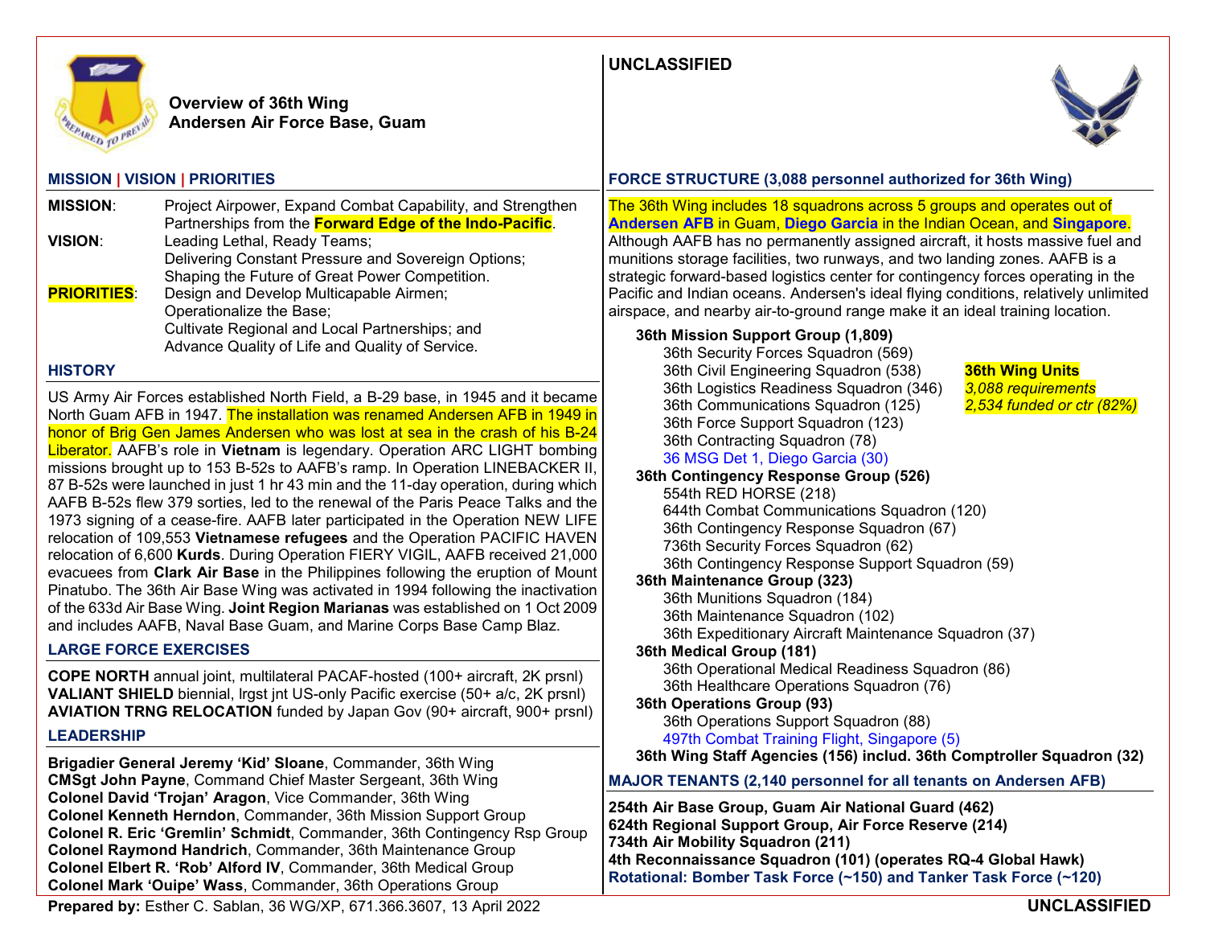UNCLASSIFIED

# Overview of 36th Wing
# Andersen Air Force Base, Guam

## MISSION | VISION | PRIORITIES

**MISSION**: Project Airpower, Expand Combat Capability, and Strengthen Partnerships from the **Forward Edge of the Indo-Pacific**.

**VISION**: Leading Lethal, Ready Teams;
Delivering Constant Pressure and Sovereign Options;
Shaping the Future of Great Power Competition.

**PRIORITIES**: Design and Develop Multicapable Airmen;
Operationalize the Base;
Cultivate Regional and Local Partnerships; and
Advance Quality of Life and Quality of Service.

## HISTORY

US Army Air Forces established North Field, a B-29 base, in 1945 and it became North Guam AFB in 1947. The installation was renamed Andersen AFB in 1949 in honor of Brig Gen James Andersen who was lost at sea in the crash of his B-24 Liberator. AAFB's role in **Vietnam** is legendary. Operation ARC LIGHT bombing missions brought up to 153 B-52s to AAFB's ramp. In Operation LINEBACKER II, 87 B-52s were launched in just 1 hr 43 min and the 11-day operation, during which AAFB B-52s flew 379 sorties, led to the renewal of the Paris Peace Talks and the 1973 signing of a cease-fire. AAFB later participated in the Operation NEW LIFE relocation of 109,553 **Vietnamese refugees** and the Operation PACIFIC HAVEN relocation of 6,600 **Kurds**. During Operation FIERY VIGIL, AAFB received 21,000 evacuees from **Clark Air Base** in the Philippines following the eruption of Mount Pinatubo. The 36th Air Base Wing was activated in 1994 following the inactivation of the 633d Air Base Wing. **Joint Region Marianas** was established on 1 Oct 2009 and includes AAFB, Naval Base Guam, and Marine Corps Base Camp Blaz.

## LARGE FORCE EXERCISES

**COPE NORTH** annual joint, multilateral PACAF-hosted (100+ aircraft, 2K prsnl)
**VALIANT SHIELD** biennial, lrgst jnt US-only Pacific exercise (50+ a/c, 2K prsnl)
**AVIATION TRNG RELOCATION** funded by Japan Gov (90+ aircraft, 900+ prsnl)

## LEADERSHIP

**Brigadier General Jeremy 'Kid' Sloane**, Commander, 36th Wing
**CMSgt John Payne**, Command Chief Master Sergeant, 36th Wing
**Colonel David 'Trojan' Aragon**, Vice Commander, 36th Wing
**Colonel Kenneth Herndon**, Commander, 36th Mission Support Group
**Colonel R. Eric 'Gremlin' Schmidt**, Commander, 36th Contingency Rsp Group
**Colonel Raymond Handrich**, Commander, 36th Maintenance Group
**Colonel Elbert R. 'Rob' Alford IV**, Commander, 36th Medical Group
**Colonel Mark 'Ouipe' Wass**, Commander, 36th Operations Group

## FORCE STRUCTURE (3,088 personnel authorized for 36th Wing)

The 36th Wing includes 18 squadrons across 5 groups and operates out of **Andersen AFB** in Guam, **Diego Garcia** in the Indian Ocean, and **Singapore**. Although AAFB has no permanently assigned aircraft, it hosts massive fuel and munitions storage facilities, two runways, and two landing zones. AAFB is a strategic forward-based logistics center for contingency forces operating in the Pacific and Indian oceans. Andersen's ideal flying conditions, relatively unlimited airspace, and nearby air-to-ground range make it an ideal training location.

**36th Wing Units**
*3,088 requirements*
*2,534 funded or ctr (82%)*

**36th Mission Support Group (1,809)**
- 36th Security Forces Squadron (569)
- 36th Civil Engineering Squadron (538)
- 36th Logistics Readiness Squadron (346)
- 36th Communications Squadron (125)
- 36th Force Support Squadron (123)
- 36th Contracting Squadron (78)
- 36 MSG Det 1, Diego Garcia (30)

**36th Contingency Response Group (526)**
- 554th RED HORSE (218)
- 644th Combat Communications Squadron (120)
- 36th Contingency Response Squadron (67)
- 736th Security Forces Squadron (62)
- 36th Contingency Response Support Squadron (59)

**36th Maintenance Group (323)**
- 36th Munitions Squadron (184)
- 36th Maintenance Squadron (102)
- 36th Expeditionary Aircraft Maintenance Squadron (37)

**36th Medical Group (181)**
- 36th Operational Medical Readiness Squadron (86)
- 36th Healthcare Operations Squadron (76)

**36th Operations Group (93)**
- 36th Operations Support Squadron (88)
- 497th Combat Training Flight, Singapore (5)

**36th Wing Staff Agencies (156) includ. 36th Comptroller Squadron (32)**

## MAJOR TENANTS (2,140 personnel for all tenants on Andersen AFB)

**254th Air Base Group, Guam Air National Guard (462)**
**624th Regional Support Group, Air Force Reserve (214)**
**734th Air Mobility Squadron (211)**
**4th Reconnaissance Squadron (101) (operates RQ-4 Global Hawk)**
**Rotational: Bomber Task Force (~150) and Tanker Task Force (~120)**

**Prepared by:** Esther C. Sablan, 36 WG/XP, 671.366.3607, 13 April 2022

UNCLASSIFIED